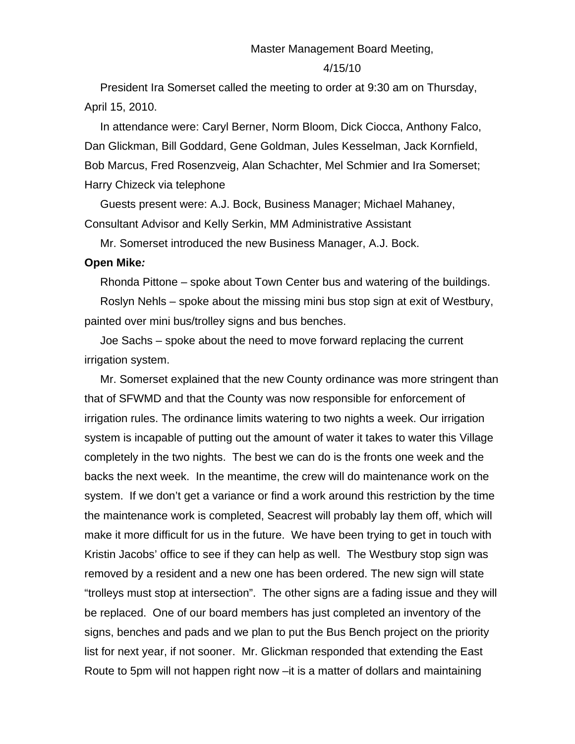Master Management Board Meeting,

4/15/10

President Ira Somerset called the meeting to order at 9:30 am on Thursday, April 15, 2010.

In attendance were: Caryl Berner, Norm Bloom, Dick Ciocca, Anthony Falco, Dan Glickman, Bill Goddard, Gene Goldman, Jules Kesselman, Jack Kornfield, Bob Marcus, Fred Rosenzveig, Alan Schachter, Mel Schmier and Ira Somerset; Harry Chizeck via telephone

Guests present were: A.J. Bock, Business Manager; Michael Mahaney, Consultant Advisor and Kelly Serkin, MM Administrative Assistant

Mr. Somerset introduced the new Business Manager, A.J. Bock.

**Open Mike*:***

Rhonda Pittone – spoke about Town Center bus and watering of the buildings.

Roslyn Nehls – spoke about the missing mini bus stop sign at exit of Westbury, painted over mini bus/trolley signs and bus benches.

Joe Sachs – spoke about the need to move forward replacing the current irrigation system.

Mr. Somerset explained that the new County ordinance was more stringent than that of SFWMD and that the County was now responsible for enforcement of irrigation rules. The ordinance limits watering to two nights a week. Our irrigation system is incapable of putting out the amount of water it takes to water this Village completely in the two nights. The best we can do is the fronts one week and the backs the next week. In the meantime, the crew will do maintenance work on the system. If we don't get a variance or find a work around this restriction by the time the maintenance work is completed, Seacrest will probably lay them off, which will make it more difficult for us in the future. We have been trying to get in touch with Kristin Jacobs' office to see if they can help as well. The Westbury stop sign was removed by a resident and a new one has been ordered. The new sign will state "trolleys must stop at intersection". The other signs are a fading issue and they will be replaced. One of our board members has just completed an inventory of the signs, benches and pads and we plan to put the Bus Bench project on the priority list for next year, if not sooner. Mr. Glickman responded that extending the East Route to 5pm will not happen right now –it is a matter of dollars and maintaining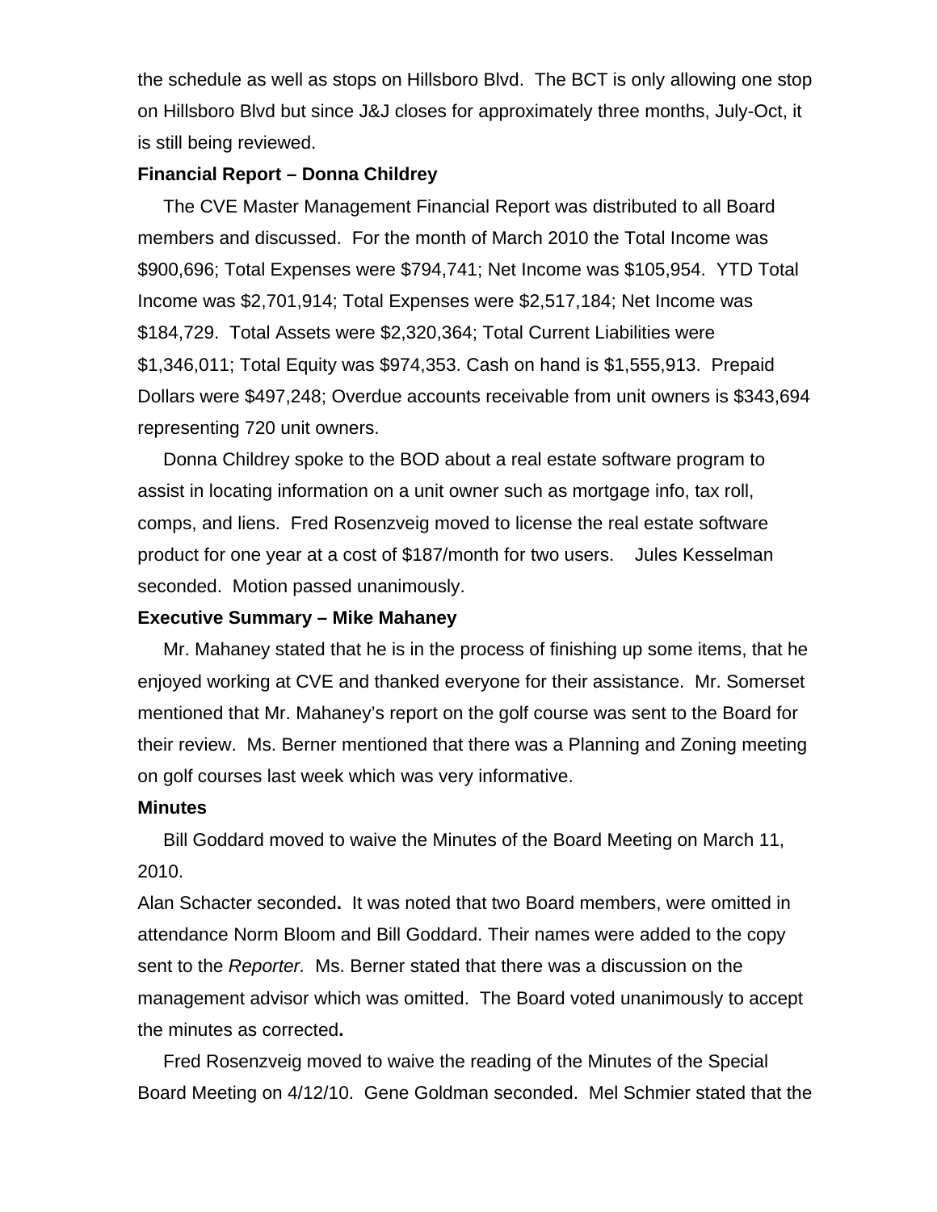the schedule as well as stops on Hillsboro Blvd. The BCT is only allowing one stop on Hillsboro Blvd but since J&J closes for approximately three months, July-Oct, it is still being reviewed.

**Financial Report – Donna Childrey**

The CVE Master Management Financial Report was distributed to all Board members and discussed. For the month of March 2010 the Total Income was $900,696; Total Expenses were $794,741; Net Income was $105,954. YTD Total Income was $2,701,914; Total Expenses were $2,517,184; Net Income was $184,729. Total Assets were $2,320,364; Total Current Liabilities were $1,346,011; Total Equity was $974,353. Cash on hand is $1,555,913. Prepaid Dollars were $497,248; Overdue accounts receivable from unit owners is $343,694 representing 720 unit owners.

Donna Childrey spoke to the BOD about a real estate software program to assist in locating information on a unit owner such as mortgage info, tax roll, comps, and liens. Fred Rosenzveig moved to license the real estate software product for one year at a cost of $187/month for two users. Jules Kesselman seconded. Motion passed unanimously.

**Executive Summary – Mike Mahaney**

Mr. Mahaney stated that he is in the process of finishing up some items, that he enjoyed working at CVE and thanked everyone for their assistance. Mr. Somerset mentioned that Mr. Mahaney's report on the golf course was sent to the Board for their review. Ms. Berner mentioned that there was a Planning and Zoning meeting on golf courses last week which was very informative.

**Minutes**

Bill Goddard moved to waive the Minutes of the Board Meeting on March 11, 2010.

Alan Schacter seconded**.** It was noted that two Board members, were omitted in attendance Norm Bloom and Bill Goddard. Their names were added to the copy sent to the *Reporter.* Ms. Berner stated that there was a discussion on the management advisor which was omitted. The Board voted unanimously to accept the minutes as corrected**.**

Fred Rosenzveig moved to waive the reading of the Minutes of the Special Board Meeting on 4/12/10. Gene Goldman seconded. Mel Schmier stated that the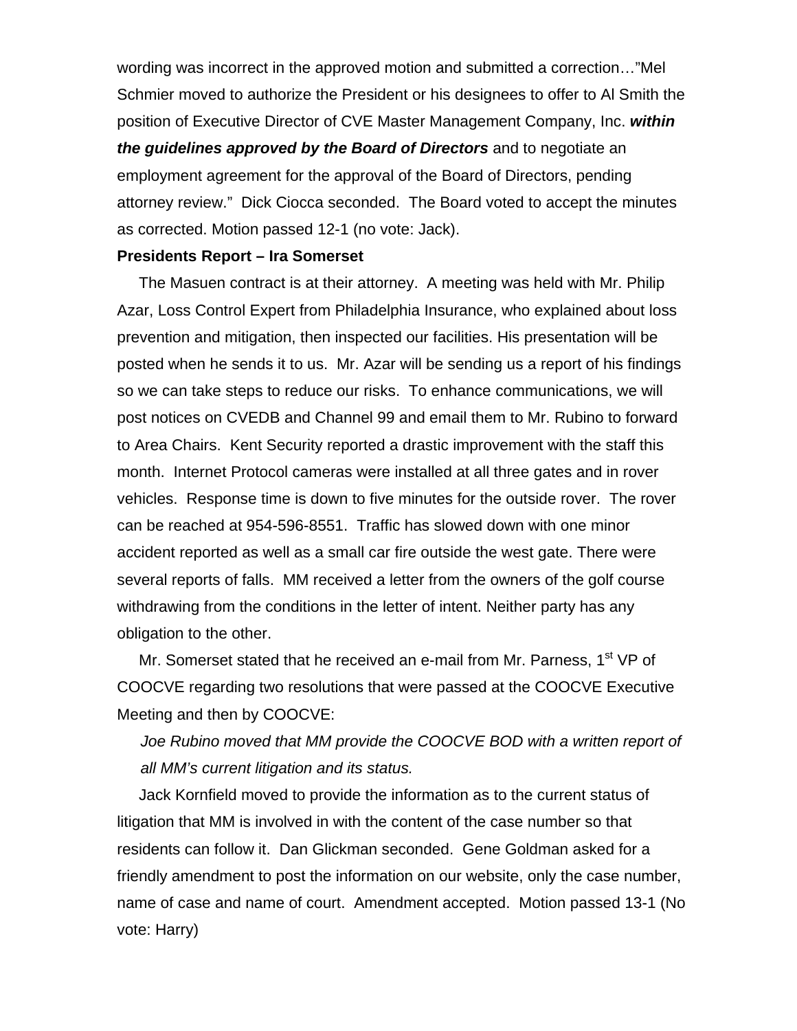wording was incorrect in the approved motion and submitted a correction…"Mel Schmier moved to authorize the President or his designees to offer to Al Smith the position of Executive Director of CVE Master Management Company, Inc. ***within the guidelines approved by the Board of Directors*** and to negotiate an employment agreement for the approval of the Board of Directors, pending attorney review." Dick Ciocca seconded. The Board voted to accept the minutes as corrected. Motion passed 12-1 (no vote: Jack).

**Presidents Report – Ira Somerset**

The Masuen contract is at their attorney. A meeting was held with Mr. Philip Azar, Loss Control Expert from Philadelphia Insurance, who explained about loss prevention and mitigation, then inspected our facilities. His presentation will be posted when he sends it to us. Mr. Azar will be sending us a report of his findings so we can take steps to reduce our risks. To enhance communications, we will post notices on CVEDB and Channel 99 and email them to Mr. Rubino to forward to Area Chairs. Kent Security reported a drastic improvement with the staff this month. Internet Protocol cameras were installed at all three gates and in rover vehicles. Response time is down to five minutes for the outside rover. The rover can be reached at 954-596-8551. Traffic has slowed down with one minor accident reported as well as a small car fire outside the west gate. There were several reports of falls. MM received a letter from the owners of the golf course withdrawing from the conditions in the letter of intent. Neither party has any obligation to the other.

Mr. Somerset stated that he received an e-mail from Mr. Parness, 1st VP of COOCVE regarding two resolutions that were passed at the COOCVE Executive Meeting and then by COOCVE:

*Joe Rubino moved that MM provide the COOCVE BOD with a written report of all MM's current litigation and its status.*

Jack Kornfield moved to provide the information as to the current status of litigation that MM is involved in with the content of the case number so that residents can follow it. Dan Glickman seconded. Gene Goldman asked for a friendly amendment to post the information on our website, only the case number, name of case and name of court. Amendment accepted. Motion passed 13-1 (No vote: Harry)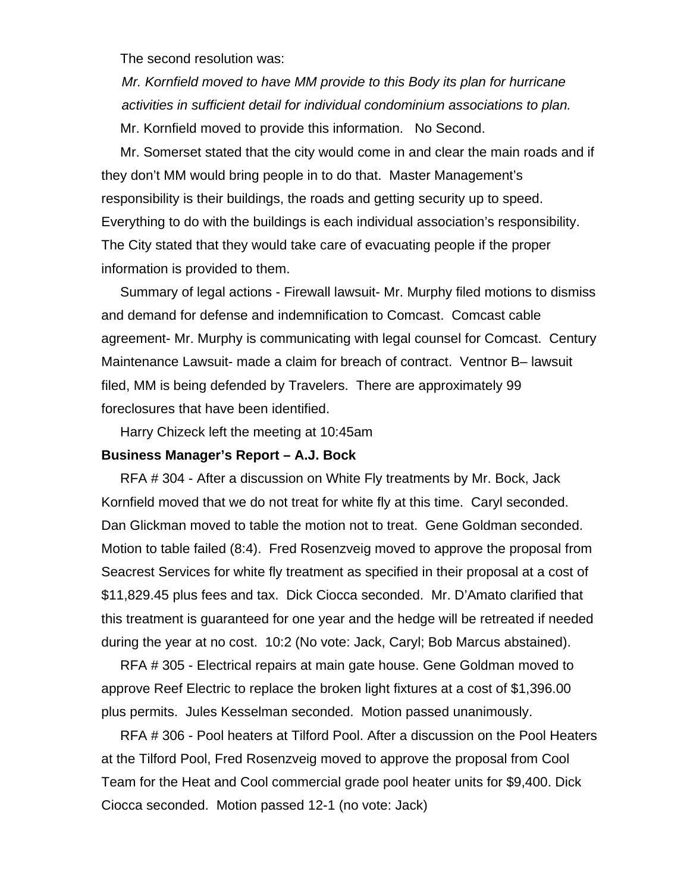The second resolution was:

*Mr. Kornfield moved to have MM provide to this Body its plan for hurricane activities in sufficient detail for individual condominium associations to plan.*

Mr. Kornfield moved to provide this information.   No Second.

Mr. Somerset stated that the city would come in and clear the main roads and if they don't MM would bring people in to do that.  Master Management's responsibility is their buildings, the roads and getting security up to speed. Everything to do with the buildings is each individual association's responsibility. The City stated that they would take care of evacuating people if the proper information is provided to them.

Summary of legal actions - Firewall lawsuit- Mr. Murphy filed motions to dismiss and demand for defense and indemnification to Comcast.  Comcast cable agreement- Mr. Murphy is communicating with legal counsel for Comcast.  Century Maintenance Lawsuit- made a claim for breach of contract.  Ventnor B– lawsuit filed, MM is being defended by Travelers.  There are approximately 99 foreclosures that have been identified.

Harry Chizeck left the meeting at 10:45am

**Business Manager's Report – A.J. Bock**

RFA # 304 - After a discussion on White Fly treatments by Mr. Bock, Jack Kornfield moved that we do not treat for white fly at this time.  Caryl seconded. Dan Glickman moved to table the motion not to treat.  Gene Goldman seconded. Motion to table failed (8:4).  Fred Rosenzveig moved to approve the proposal from Seacrest Services for white fly treatment as specified in their proposal at a cost of $11,829.45 plus fees and tax.  Dick Ciocca seconded.  Mr. D'Amato clarified that this treatment is guaranteed for one year and the hedge will be retreated if needed during the year at no cost.  10:2 (No vote: Jack, Caryl; Bob Marcus abstained).

RFA # 305 - Electrical repairs at main gate house. Gene Goldman moved to approve Reef Electric to replace the broken light fixtures at a cost of $1,396.00 plus permits.  Jules Kesselman seconded.  Motion passed unanimously.

RFA # 306 - Pool heaters at Tilford Pool. After a discussion on the Pool Heaters at the Tilford Pool, Fred Rosenzveig moved to approve the proposal from Cool Team for the Heat and Cool commercial grade pool heater units for $9,400. Dick Ciocca seconded.  Motion passed 12-1 (no vote: Jack)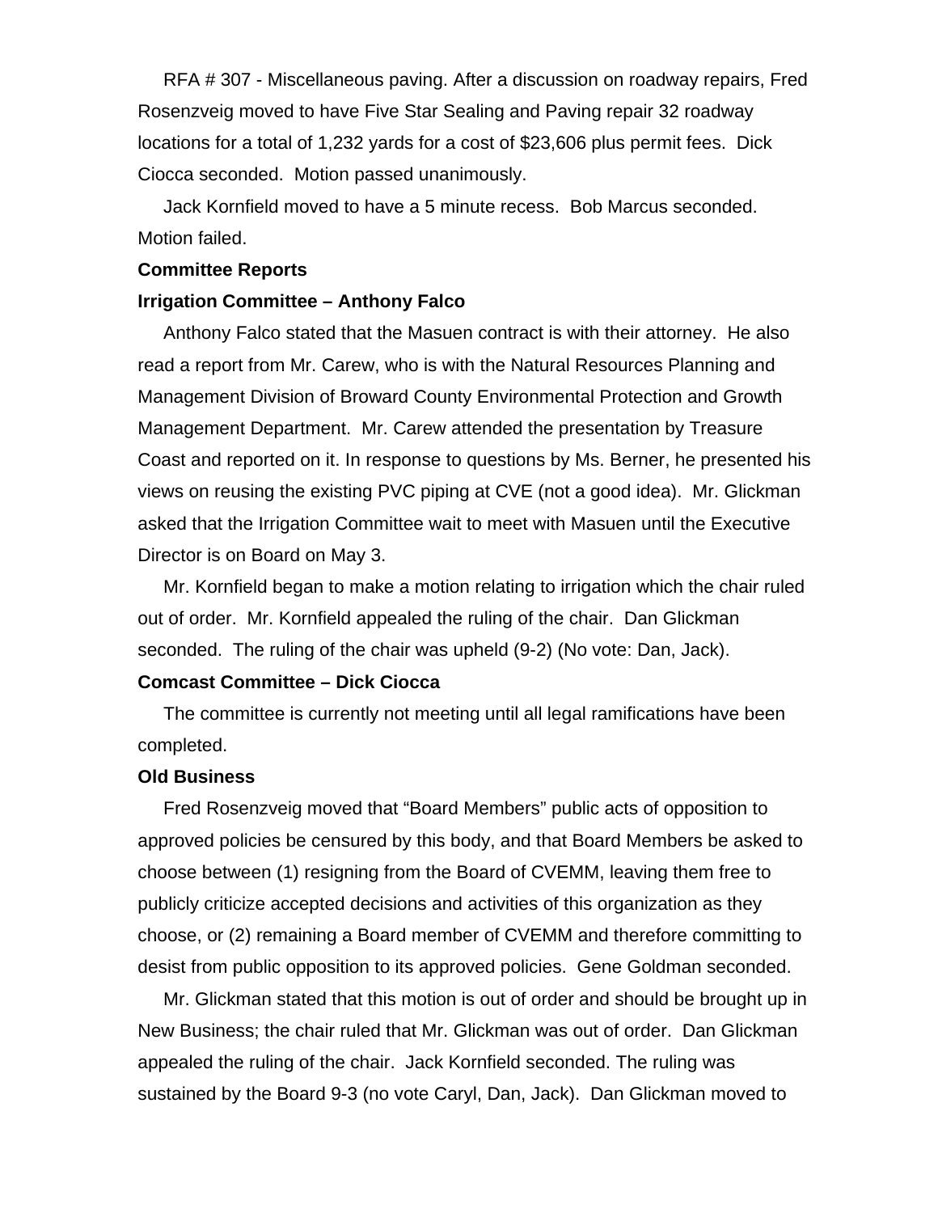RFA # 307 - Miscellaneous paving. After a discussion on roadway repairs, Fred Rosenzveig moved to have Five Star Sealing and Paving repair 32 roadway locations for a total of 1,232 yards for a cost of $23,606 plus permit fees. Dick Ciocca seconded. Motion passed unanimously.

Jack Kornfield moved to have a 5 minute recess. Bob Marcus seconded. Motion failed.

**Committee Reports**

**Irrigation Committee – Anthony Falco**

Anthony Falco stated that the Masuen contract is with their attorney. He also read a report from Mr. Carew, who is with the Natural Resources Planning and Management Division of Broward County Environmental Protection and Growth Management Department. Mr. Carew attended the presentation by Treasure Coast and reported on it. In response to questions by Ms. Berner, he presented his views on reusing the existing PVC piping at CVE (not a good idea). Mr. Glickman asked that the Irrigation Committee wait to meet with Masuen until the Executive Director is on Board on May 3.

Mr. Kornfield began to make a motion relating to irrigation which the chair ruled out of order. Mr. Kornfield appealed the ruling of the chair. Dan Glickman seconded. The ruling of the chair was upheld (9-2) (No vote: Dan, Jack).

**Comcast Committee – Dick Ciocca**

The committee is currently not meeting until all legal ramifications have been completed.

**Old Business**

Fred Rosenzveig moved that "Board Members" public acts of opposition to approved policies be censured by this body, and that Board Members be asked to choose between (1) resigning from the Board of CVEMM, leaving them free to publicly criticize accepted decisions and activities of this organization as they choose, or (2) remaining a Board member of CVEMM and therefore committing to desist from public opposition to its approved policies. Gene Goldman seconded.

Mr. Glickman stated that this motion is out of order and should be brought up in New Business; the chair ruled that Mr. Glickman was out of order. Dan Glickman appealed the ruling of the chair. Jack Kornfield seconded. The ruling was sustained by the Board 9-3 (no vote Caryl, Dan, Jack). Dan Glickman moved to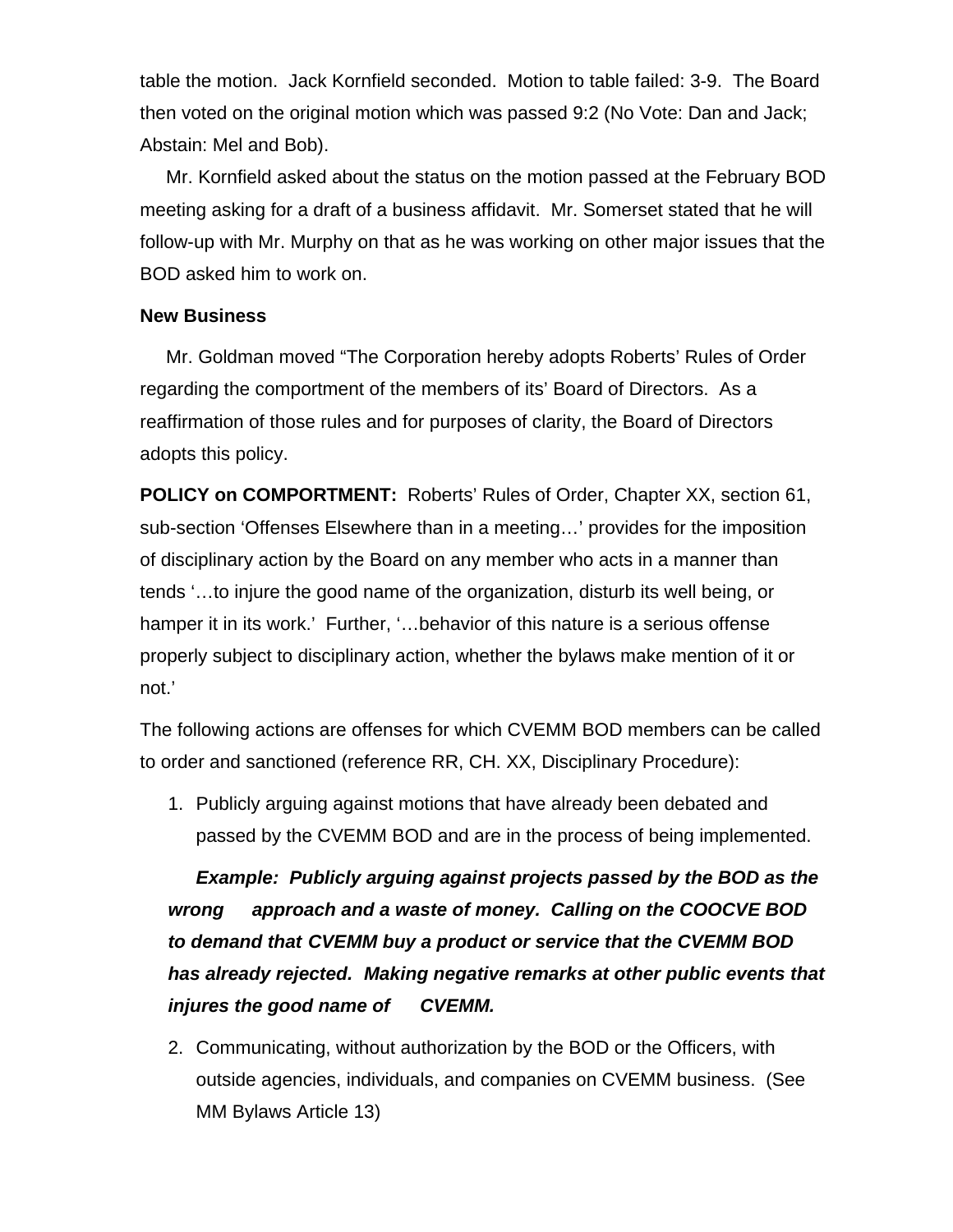table the motion. Jack Kornfield seconded. Motion to table failed: 3-9. The Board then voted on the original motion which was passed 9:2 (No Vote: Dan and Jack; Abstain: Mel and Bob).

Mr. Kornfield asked about the status on the motion passed at the February BOD meeting asking for a draft of a business affidavit. Mr. Somerset stated that he will follow-up with Mr. Murphy on that as he was working on other major issues that the BOD asked him to work on.

**New Business**

Mr. Goldman moved "The Corporation hereby adopts Roberts' Rules of Order regarding the comportment of the members of its' Board of Directors. As a reaffirmation of those rules and for purposes of clarity, the Board of Directors adopts this policy.

**POLICY on COMPORTMENT:** Roberts' Rules of Order, Chapter XX, section 61, sub-section 'Offenses Elsewhere than in a meeting…' provides for the imposition of disciplinary action by the Board on any member who acts in a manner than tends '…to injure the good name of the organization, disturb its well being, or hamper it in its work.' Further, '…behavior of this nature is a serious offense properly subject to disciplinary action, whether the bylaws make mention of it or not.'

The following actions are offenses for which CVEMM BOD members can be called to order and sanctioned (reference RR, CH. XX, Disciplinary Procedure):

1. Publicly arguing against motions that have already been debated and passed by the CVEMM BOD and are in the process of being implemented.

   ***Example: Publicly arguing against projects passed by the BOD as the wrong approach and a waste of money. Calling on the COOCVE BOD to demand that CVEMM buy a product or service that the CVEMM BOD has already rejected. Making negative remarks at other public events that injures the good name of CVEMM.***

2. Communicating, without authorization by the BOD or the Officers, with outside agencies, individuals, and companies on CVEMM business. (See MM Bylaws Article 13)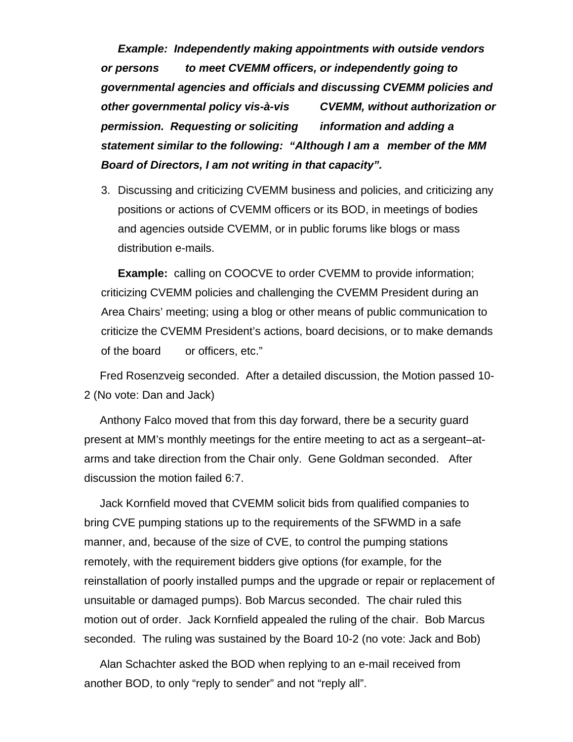***Example: Independently making appointments with outside vendors or persons to meet CVEMM officers, or independently going to governmental agencies and officials and discussing CVEMM policies and other governmental policy vis-à-vis CVEMM, without authorization or permission. Requesting or soliciting information and adding a statement similar to the following: "Although I am a member of the MM Board of Directors, I am not writing in that capacity".***

3. Discussing and criticizing CVEMM business and policies, and criticizing any positions or actions of CVEMM officers or its BOD, in meetings of bodies and agencies outside CVEMM, or in public forums like blogs or mass distribution e-mails.

**Example:** calling on COOCVE to order CVEMM to provide information; criticizing CVEMM policies and challenging the CVEMM President during an Area Chairs' meeting; using a blog or other means of public communication to criticize the CVEMM President's actions, board decisions, or to make demands of the board or officers, etc."

Fred Rosenzveig seconded. After a detailed discussion, the Motion passed 10-2 (No vote: Dan and Jack)

Anthony Falco moved that from this day forward, there be a security guard present at MM's monthly meetings for the entire meeting to act as a sergeant–at-arms and take direction from the Chair only. Gene Goldman seconded. After discussion the motion failed 6:7.

Jack Kornfield moved that CVEMM solicit bids from qualified companies to bring CVE pumping stations up to the requirements of the SFWMD in a safe manner, and, because of the size of CVE, to control the pumping stations remotely, with the requirement bidders give options (for example, for the reinstallation of poorly installed pumps and the upgrade or repair or replacement of unsuitable or damaged pumps). Bob Marcus seconded. The chair ruled this motion out of order. Jack Kornfield appealed the ruling of the chair. Bob Marcus seconded. The ruling was sustained by the Board 10-2 (no vote: Jack and Bob)

Alan Schachter asked the BOD when replying to an e-mail received from another BOD, to only "reply to sender" and not "reply all".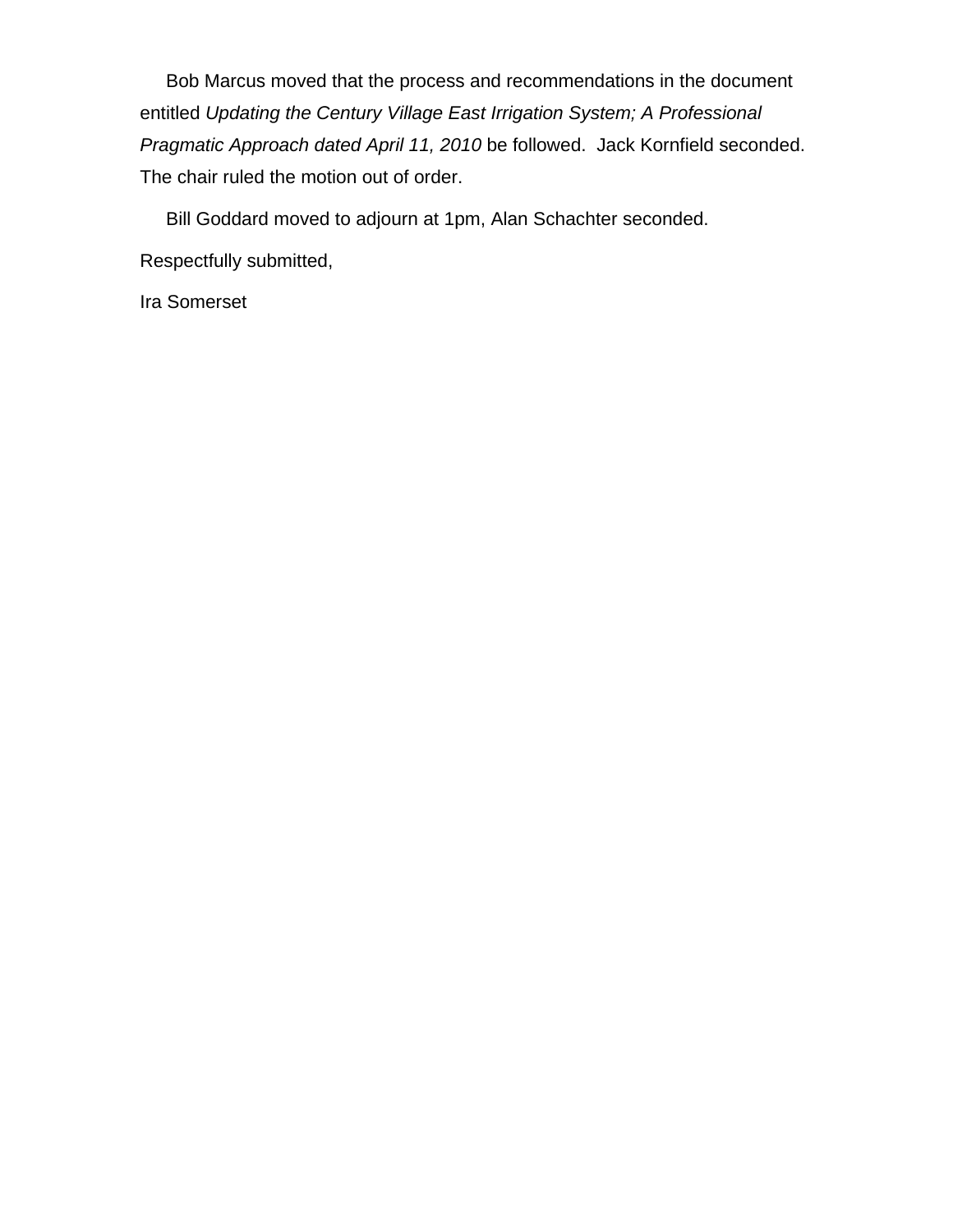Bob Marcus moved that the process and recommendations in the document entitled *Updating the Century Village East Irrigation System; A Professional Pragmatic Approach dated April 11, 2010* be followed. Jack Kornfield seconded. The chair ruled the motion out of order.

Bill Goddard moved to adjourn at 1pm, Alan Schachter seconded.

Respectfully submitted,

Ira Somerset